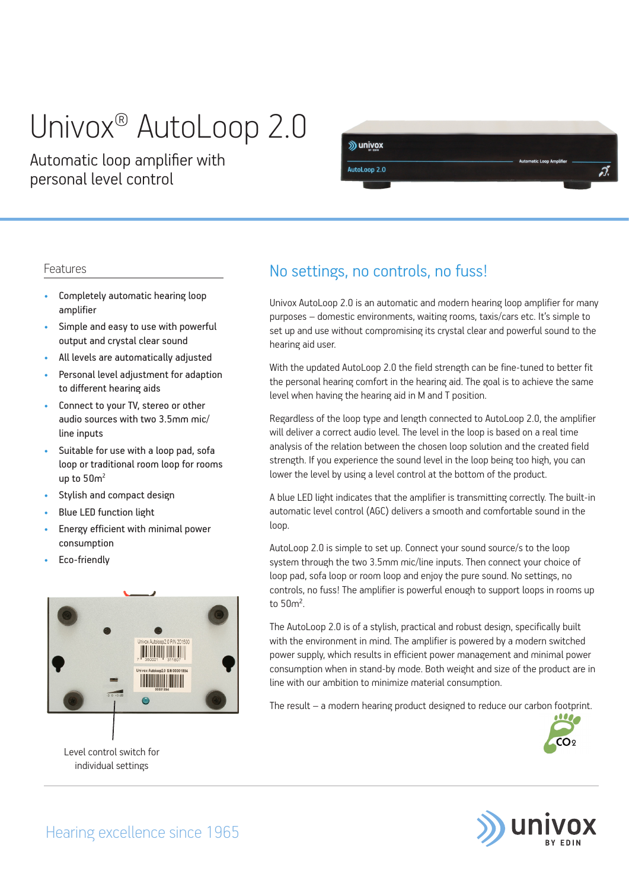# Univox® AutoLoop 2.0

Automatic loop amplifier with personal level control

## Features

- Completely automatic hearing loop amplifier
- Simple and easy to use with powerful output and crystal clear sound
- All levels are automatically adjusted
- Personal level adjustment for adaption to different hearing aids
- Connect to your TV, stereo or other audio sources with two 3.5mm mic/ line inputs
- Suitable for use with a loop pad, sofa loop or traditional room loop for rooms up to 50m$^2$
- Stylish and compact design
- Blue LED function light
- Energy efficient with minimal power consumption
- Eco-friendly

Level control switch for individual settings

## No settings, no controls, no fuss!

Univox AutoLoop 2.0 is an automatic and modern hearing loop amplifier for many purposes – domestic environments, waiting rooms, taxis/cars etc. It's simple to set up and use without compromising its crystal clear and powerful sound to the hearing aid user.

With the updated AutoLoop 2.0 the field strength can be fine-tuned to better fit the personal hearing comfort in the hearing aid. The goal is to achieve the same level when having the hearing aid in M and T position.

Regardless of the loop type and length connected to AutoLoop 2.0, the amplifier will deliver a correct audio level. The level in the loop is based on a real time analysis of the relation between the chosen loop solution and the created field strength. If you experience the sound level in the loop being too high, you can lower the level by using a level control at the bottom of the product.

A blue LED light indicates that the amplifier is transmitting correctly. The built-in automatic level control (AGC) delivers a smooth and comfortable sound in the loop.

AutoLoop 2.0 is simple to set up. Connect your sound source/s to the loop system through the two 3.5mm mic/line inputs. Then connect your choice of loop pad, sofa loop or room loop and enjoy the pure sound. No settings, no controls, no fuss! The amplifier is powerful enough to support loops in rooms up to 50m$^2$.

The AutoLoop 2.0 is of a stylish, practical and robust design, specifically built with the environment in mind. The amplifier is powered by a modern switched power supply, which results in efficient power management and minimal power consumption when in stand-by mode. Both weight and size of the product are in line with our ambition to minimize material consumption.

The result – a modern hearing product designed to reduce our carbon footprint.

Hearing excellence since 1965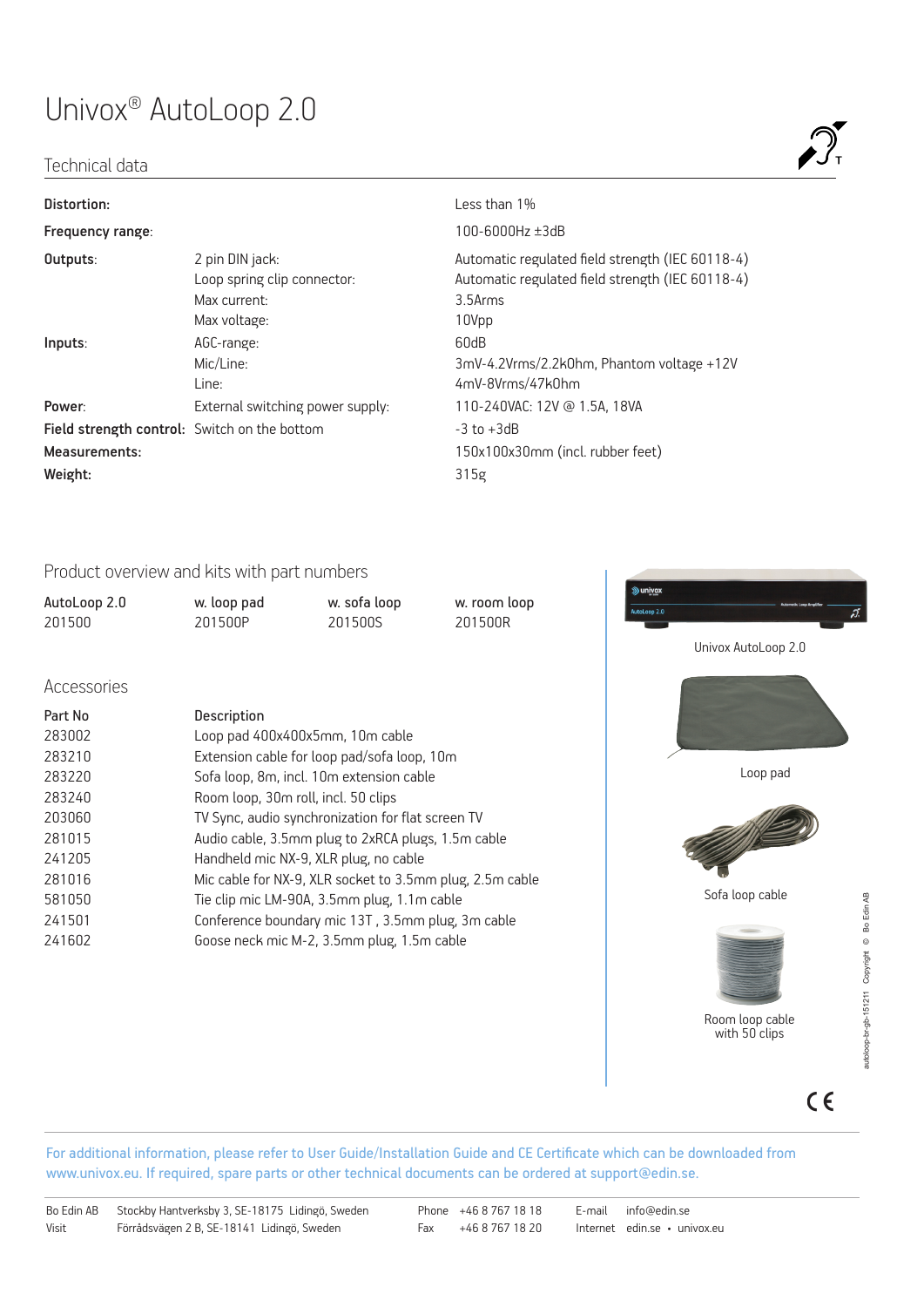# Univox® AutoLoop 2.0

## Technical data

| | | |
|---|---|---|
| **Distortion:** | | Less than 1% |
| **Frequency range**: | | 100-6000Hz ±3dB |
| **Outputs**: | 2 pin DIN jack: | Automatic regulated field strength (IEC 60118-4) |
| | Loop spring clip connector: | Automatic regulated field strength (IEC 60118-4) |
| | Max current: | 3.5Arms |
| | Max voltage: | 10Vpp |
| **Inputs**: | AGC-range: | 60dB |
| | Mic/Line: | 3mV-4.2Vrms/2.2kOhm, Phantom voltage +12V |
| | Line: | 4mV-8Vrms/47kOhm |
| **Power**: | External switching power supply: | 110-240VAC: 12V @ 1.5A, 18VA |
| **Field strength control:** | Switch on the bottom | -3 to +3dB |
| **Measurements:** | | 150x100x30mm (incl. rubber feet) |
| **Weight:** | | 315g |

## Product overview and kits with part numbers

| AutoLoop 2.0 | w. loop pad | w. sofa loop | w. room loop |
|---|---|---|---|
| 201500 | 201500P | 201500S | 201500R |

## Accessories

| Part No | Description |
|---|---|
| 283002 | Loop pad 400x400x5mm, 10m cable |
| 283210 | Extension cable for loop pad/sofa loop, 10m |
| 283220 | Sofa loop, 8m, incl. 10m extension cable |
| 283240 | Room loop, 30m roll, incl. 50 clips |
| 203060 | TV Sync, audio synchronization for flat screen TV |
| 281015 | Audio cable, 3.5mm plug to 2xRCA plugs, 1.5m cable |
| 241205 | Handheld mic NX-9, XLR plug, no cable |
| 281016 | Mic cable for NX-9, XLR socket to 3.5mm plug, 2.5m cable |
| 581050 | Tie clip mic LM-90A, 3.5mm plug, 1.1m cable |
| 241501 | Conference boundary mic 13T , 3.5mm plug, 3m cable |
| 241602 | Goose neck mic M-2, 3.5mm plug, 1.5m cable |

Univox AutoLoop 2.0

Loop pad

Sofa loop cable

Room loop cable with 50 clips

autoloop-br-gb-151211 Copyright © Bo Edin AB

For additional information, please refer to User Guide/Installation Guide and CE Certificate which can be downloaded from www.univox.eu. If required, spare parts or other technical documents can be ordered at support@edin.se.

| | | | | | |
|---|---|---|---|---|---|
| Bo Edin AB | Stockby Hantverksby 3, SE-18175 Lidingö, Sweden | Phone | +46 8 767 18 18 | E-mail | info@edin.se |
| Visit | Förrådsvägen 2 B, SE-18141 Lidingö, Sweden | Fax | +46 8 767 18 20 | Internet | edin.se • univox.eu |